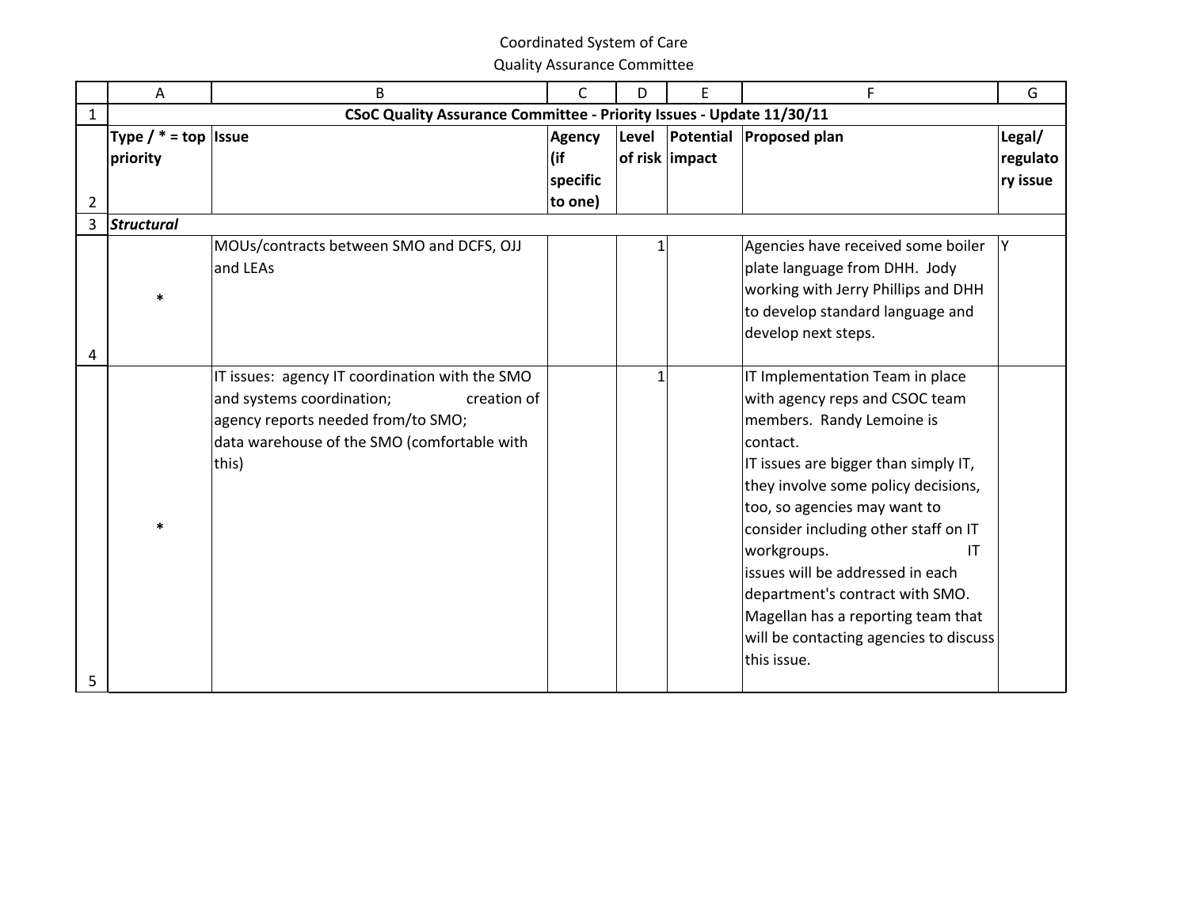Coordinated System of Care
Quality Assurance Committee

| | A | B | C | D | E | F | G |
|---|---|---|---|---|---|---|---|
| 1 | CSoC Quality Assurance Committee - Priority Issues - Update 11/30/11 | | | | | | |
| 2 | **Type / * = top priority** | **Issue** | **Agency (if specific to one)** | **Level of risk** | **Potential impact** | **Proposed plan** | **Legal/ regulatory issue** |
| 3 | ***Structural*** | | | | | | |
| 4 | * | MOUs/contracts between SMO and DCFS, OJJ and LEAs | | 1 | | Agencies have received some boiler plate language from DHH. Jody working with Jerry Phillips and DHH to develop standard language and develop next steps. | Y |
| 5 | * | IT issues: agency IT coordination with the SMO and systems coordination; creation of agency reports needed from/to SMO; data warehouse of the SMO (comfortable with this) | | 1 | | IT Implementation Team in place with agency reps and CSOC team members. Randy Lemoine is contact. IT issues are bigger than simply IT, they involve some policy decisions, too, so agencies may want to consider including other staff on IT workgroups. IT issues will be addressed in each department's contract with SMO. Magellan has a reporting team that will be contacting agencies to discuss this issue. | |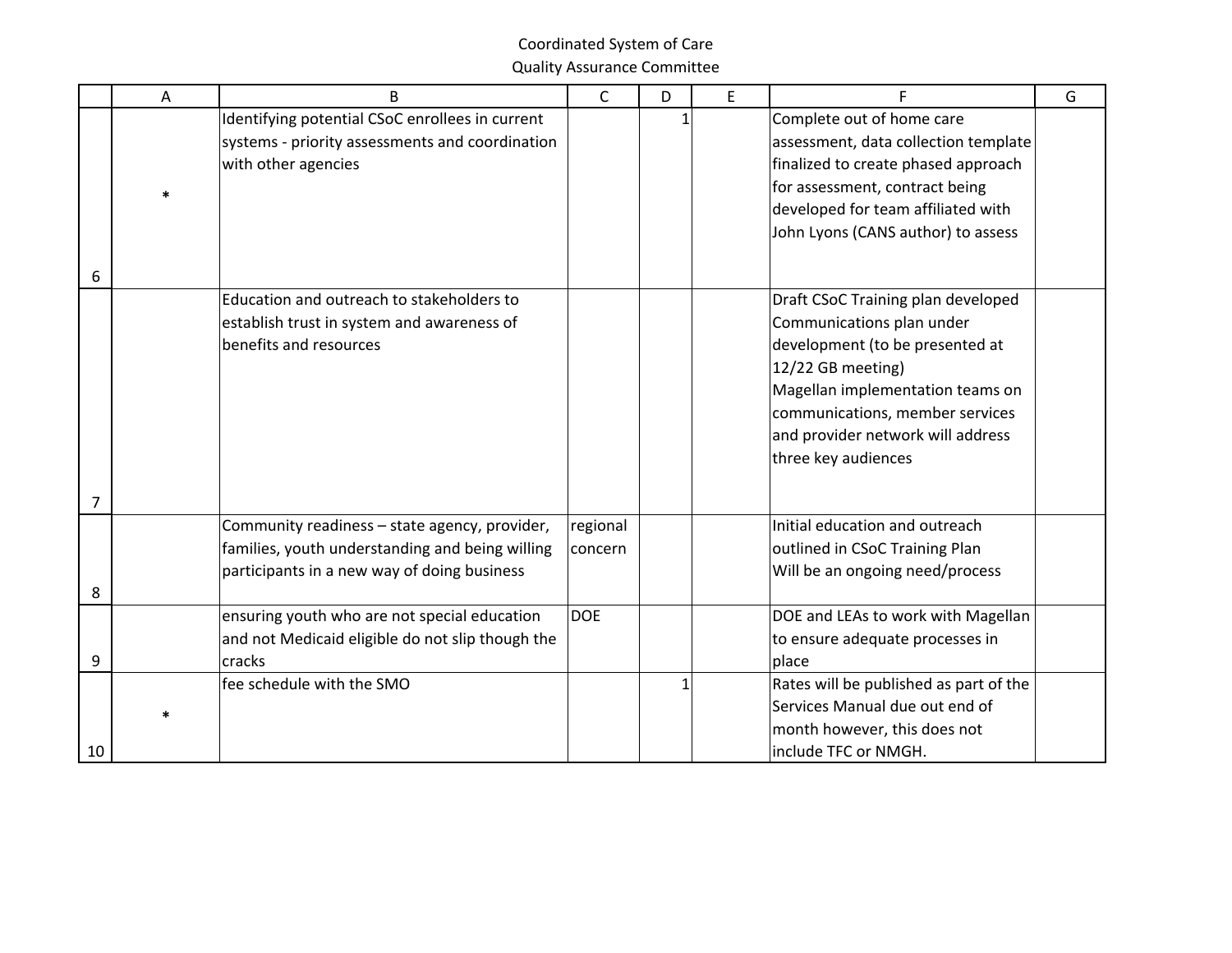Coordinated System of Care

Quality Assurance Committee

| | A | B | C | D | E | F | G |
|---|---|---|---|---|---|---|---|
| 6 | * | Identifying potential CSoC enrollees in current systems - priority assessments and coordination with other agencies | | 1 | | Complete out of home care assessment, data collection template finalized to create phased approach for assessment, contract being developed for team affiliated with John Lyons (CANS author) to assess | |
| 7 | | Education and outreach to stakeholders to establish trust in system and awareness of benefits and resources | | | | Draft CSoC Training plan developed<br>Communications plan under development (to be presented at 12/22 GB meeting)<br>Magellan implementation teams on communications, member services and provider network will address three key audiences | |
| 8 | | Community readiness – state agency, provider, families, youth understanding and being willing participants in a new way of doing business | regional concern | | | Initial education and outreach outlined in CSoC Training Plan<br>Will be an ongoing need/process | |
| 9 | | ensuring youth who are not special education and not Medicaid eligible do not slip though the cracks | DOE | | | DOE and LEAs to work with Magellan to ensure adequate processes in place | |
| 10 | * | fee schedule with the SMO | | 1 | | Rates will be published as part of the Services Manual due out end of month however, this does not include TFC or NMGH. | |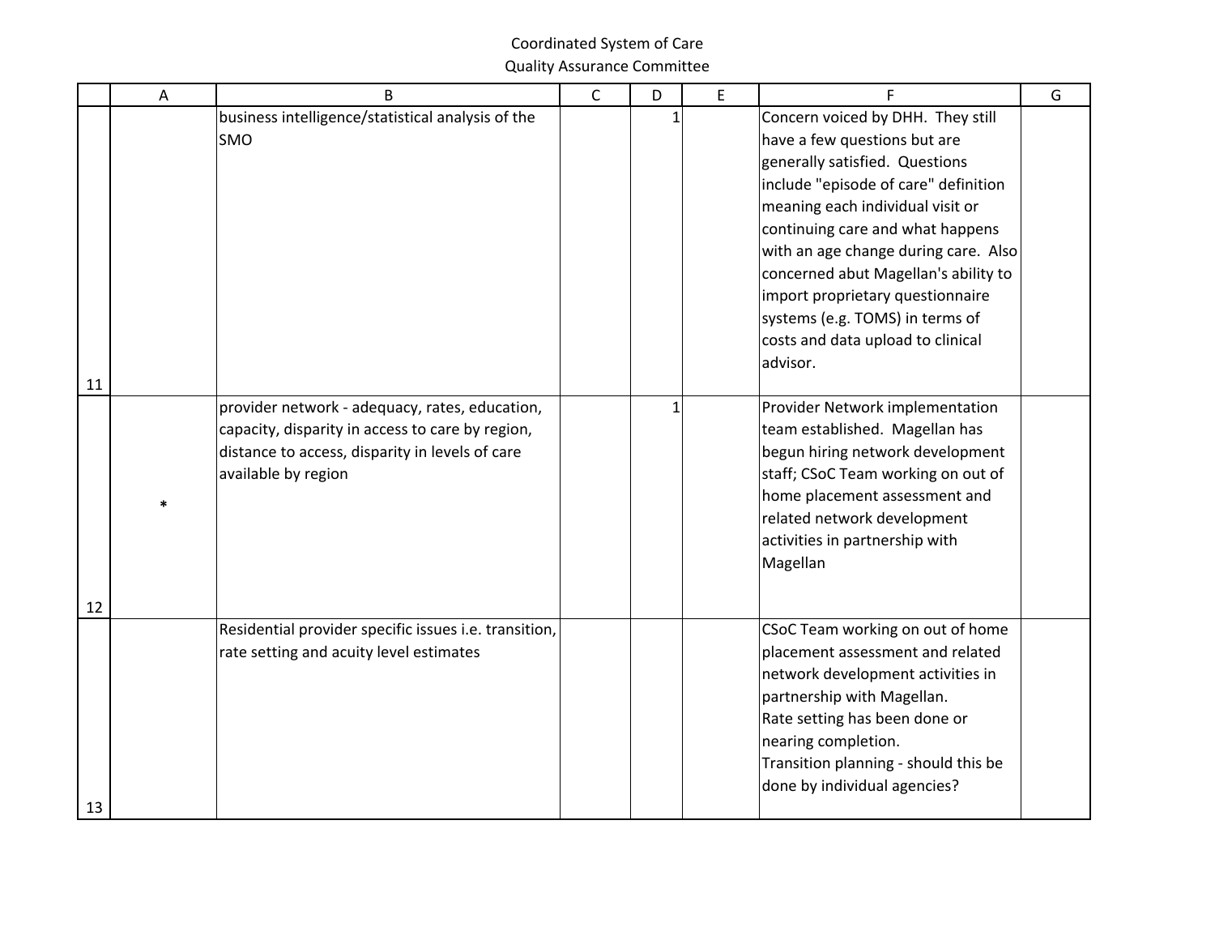Coordinated System of Care
Quality Assurance Committee

| | A | B | C | D | E | F | G |
|---|---|---|---|---|---|---|---|
| 11 | | business intelligence/statistical analysis of the SMO | | 1 | | Concern voiced by DHH. They still have a few questions but are generally satisfied. Questions include "episode of care" definition meaning each individual visit or continuing care and what happens with an age change during care. Also concerned abut Magellan's ability to import proprietary questionnaire systems (e.g. TOMS) in terms of costs and data upload to clinical advisor. | |
| 12 | * | provider network - adequacy, rates, education, capacity, disparity in access to care by region, distance to access, disparity in levels of care available by region | | 1 | | Provider Network implementation team established. Magellan has begun hiring network development staff; CSoC Team working on out of home placement assessment and related network development activities in partnership with Magellan | |
| 13 | | Residential provider specific issues i.e. transition, rate setting and acuity level estimates | | | | CSoC Team working on out of home placement assessment and related network development activities in partnership with Magellan.<br>Rate setting has been done or nearing completion.<br>Transition planning - should this be done by individual agencies? | |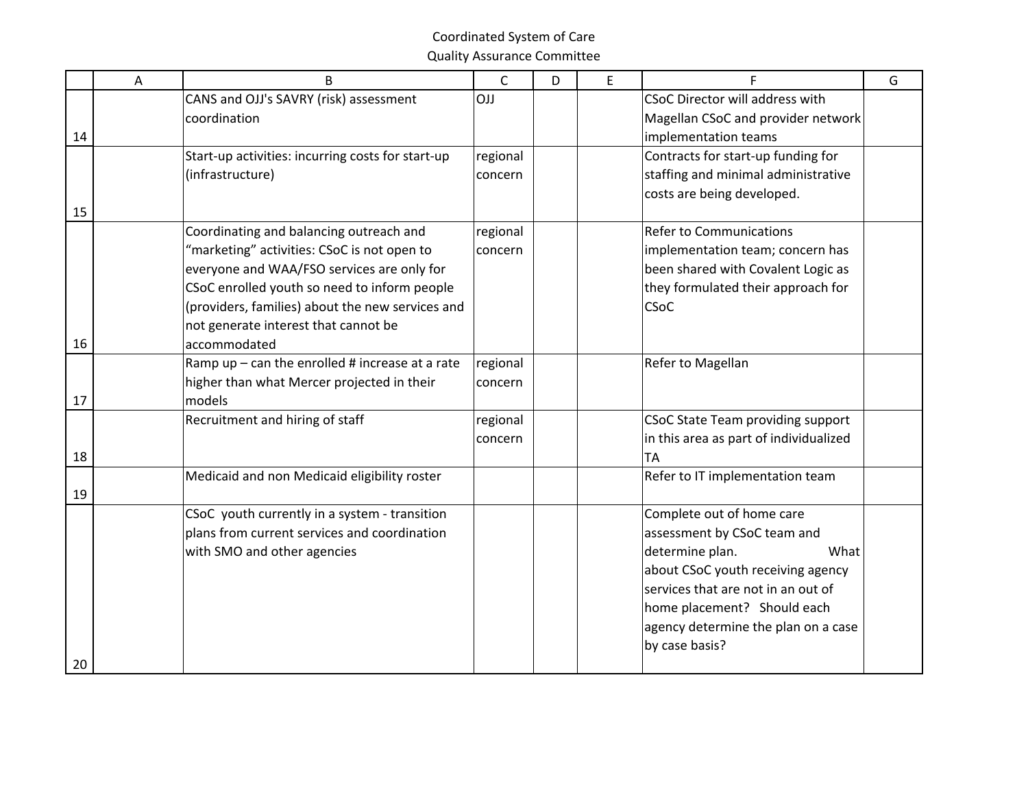Coordinated System of Care
Quality Assurance Committee

| | A | B | C | D | E | F | G |
|---|---|---|---|---|---|---|---|
| 14 | | CANS and OJJ's SAVRY (risk) assessment coordination | OJJ | | | CSoC Director will address with Magellan CSoC and provider network implementation teams | |
| 15 | | Start-up activities: incurring costs for start-up (infrastructure) | regional concern | | | Contracts for start-up funding for staffing and minimal administrative costs are being developed. | |
| 16 | | Coordinating and balancing outreach and "marketing" activities: CSoC is not open to everyone and WAA/FSO services are only for CSoC enrolled youth so need to inform people (providers, families) about the new services and not generate interest that cannot be accommodated | regional concern | | | Refer to Communications implementation team; concern has been shared with Covalent Logic as they formulated their approach for CSoC | |
| 17 | | Ramp up – can the enrolled # increase at a rate higher than what Mercer projected in their models | regional concern | | | Refer to Magellan | |
| 18 | | Recruitment and hiring of staff | regional concern | | | CSoC State Team providing support in this area as part of individualized TA | |
| 19 | | Medicaid and non Medicaid eligibility roster | | | | Refer to IT implementation team | |
| 20 | | CSoC youth currently in a system - transition plans from current services and coordination with SMO and other agencies | | | | Complete out of home care assessment by CSoC team and determine plan. What about CSoC youth receiving agency services that are not in an out of home placement? Should each agency determine the plan on a case by case basis? | |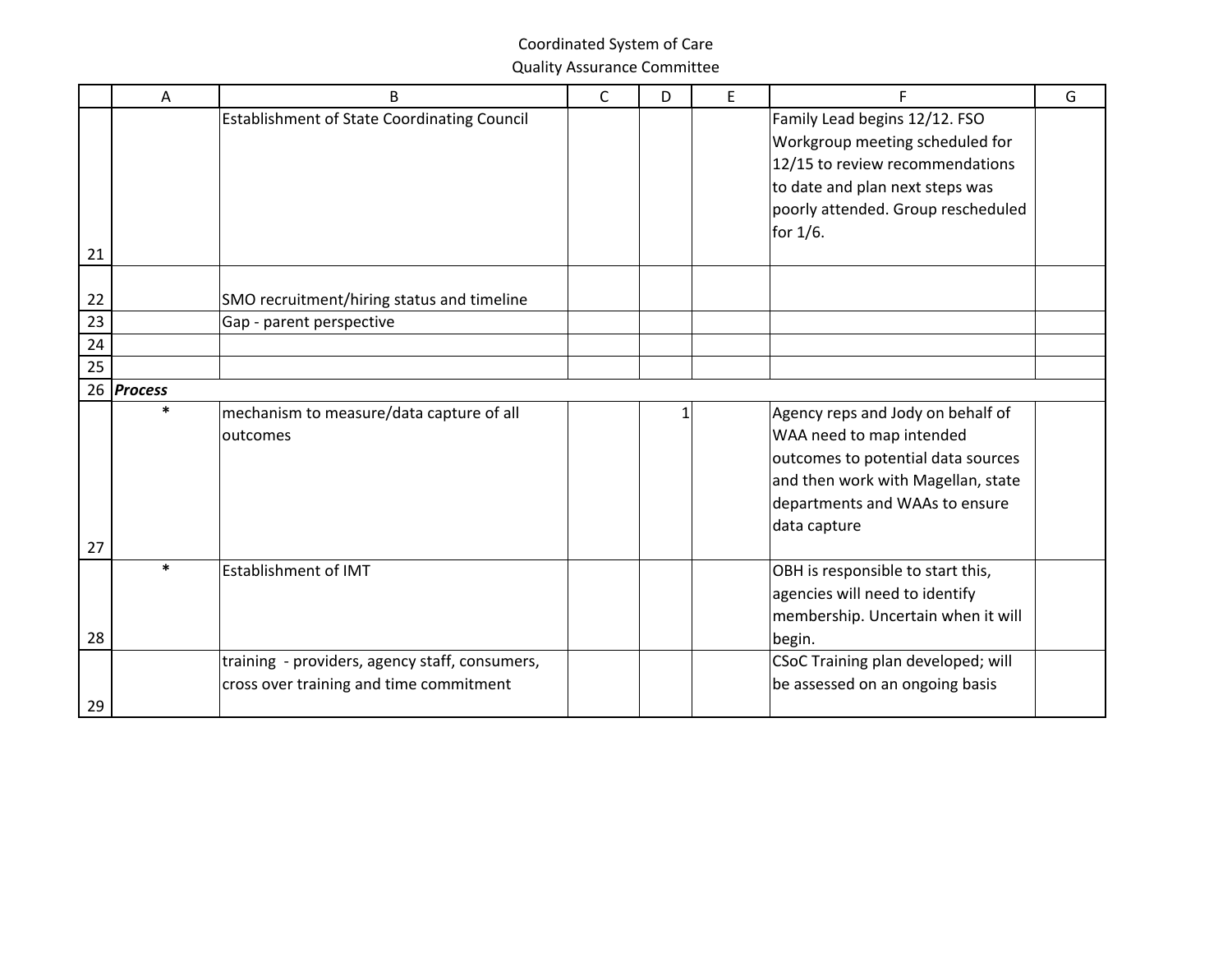Coordinated System of Care
Quality Assurance Committee

| | A | B | C | D | E | F | G |
|---|---|---|---|---|---|---|---|
| 21 | | Establishment of State Coordinating Council | | | | Family Lead begins 12/12. FSO Workgroup meeting scheduled for 12/15 to review recommendations to date and plan next steps was poorly attended. Group rescheduled for 1/6. | |
| 22 | | SMO recruitment/hiring status and timeline | | | | | |
| 23 | | Gap - parent perspective | | | | | |
| 24 | | | | | | | |
| 25 | | | | | | | |
| 26 | ***Process*** | | | | | | |
| 27 | * | mechanism to measure/data capture of all outcomes | | 1 | | Agency reps and Jody on behalf of WAA need to map intended outcomes to potential data sources and then work with Magellan, state departments and WAAs to ensure data capture | |
| 28 | * | Establishment of IMT | | | | OBH is responsible to start this, agencies will need to identify membership. Uncertain when it will begin. | |
| 29 | | training - providers, agency staff, consumers, cross over training and time commitment | | | | CSoC Training plan developed; will be assessed on an ongoing basis | |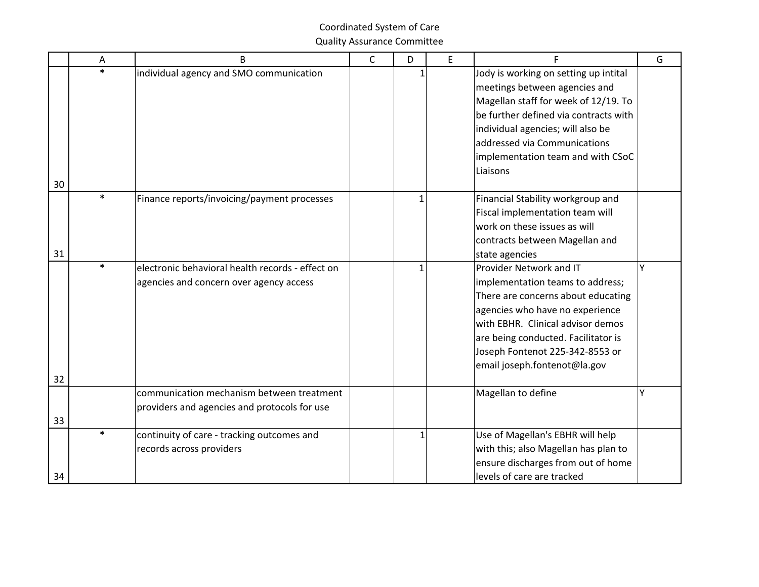Coordinated System of Care
Quality Assurance Committee

| | A | B | C | D | E | F | G |
|---|---|---|---|---|---|---|---|
| 30 | * | individual agency and SMO communication | | 1 | | Jody is working on setting up intital meetings between agencies and Magellan staff for week of 12/19. To be further defined via contracts with individual agencies; will also be addressed via Communications implementation team and with CSoC Liaisons | |
| 31 | * | Finance reports/invoicing/payment processes | | 1 | | Financial Stability workgroup and Fiscal implementation team will work on these issues as will contracts between Magellan and state agencies | |
| 32 | * | electronic behavioral health records - effect on agencies and concern over agency access | | 1 | | Provider Network and IT implementation teams to address; There are concerns about educating agencies who have no experience with EBHR. Clinical advisor demos are being conducted. Facilitator is Joseph Fontenot 225-342-8553 or email joseph.fontenot@la.gov | Y |
| 33 | | communication mechanism between treatment providers and agencies and protocols for use | | | | Magellan to define | Y |
| 34 | * | continuity of care - tracking outcomes and records across providers | | 1 | | Use of Magellan's EBHR will help with this; also Magellan has plan to ensure discharges from out of home levels of care are tracked | |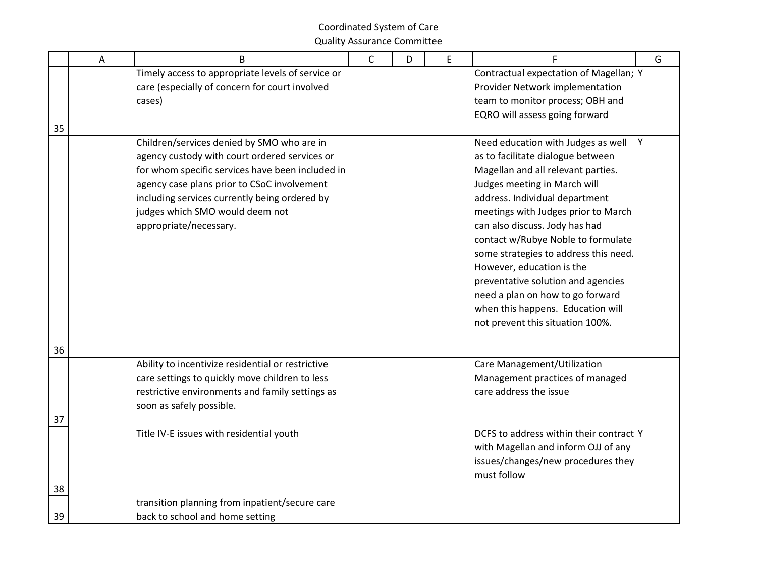Coordinated System of Care
Quality Assurance Committee

| | A | B | C | D | E | F | G |
|---|---|---|---|---|---|---|---|
| 35 | | Timely access to appropriate levels of service or care (especially of concern for court involved cases) | | | | Contractual expectation of Magellan; Provider Network implementation team to monitor process; OBH and EQRO will assess going forward | Y |
| 36 | | Children/services denied by SMO who are in agency custody with court ordered services or for whom specific services have been included in agency case plans prior to CSoC involvement including services currently being ordered by judges which SMO would deem not appropriate/necessary. | | | | Need education with Judges as well as to facilitate dialogue between Magellan and all relevant parties. Judges meeting in March will address. Individual department meetings with Judges prior to March can also discuss. Jody has had contact w/Rubye Noble to formulate some strategies to address this need. However, education is the preventative solution and agencies need a plan on how to go forward when this happens. Education will not prevent this situation 100%. | Y |
| 37 | | Ability to incentivize residential or restrictive care settings to quickly move children to less restrictive environments and family settings as soon as safely possible. | | | | Care Management/Utilization Management practices of managed care address the issue | |
| 38 | | Title IV-E issues with residential youth | | | | DCFS to address within their contract with Magellan and inform OJJ of any issues/changes/new procedures they must follow | Y |
| 39 | | transition planning from inpatient/secure care back to school and home setting | | | | | |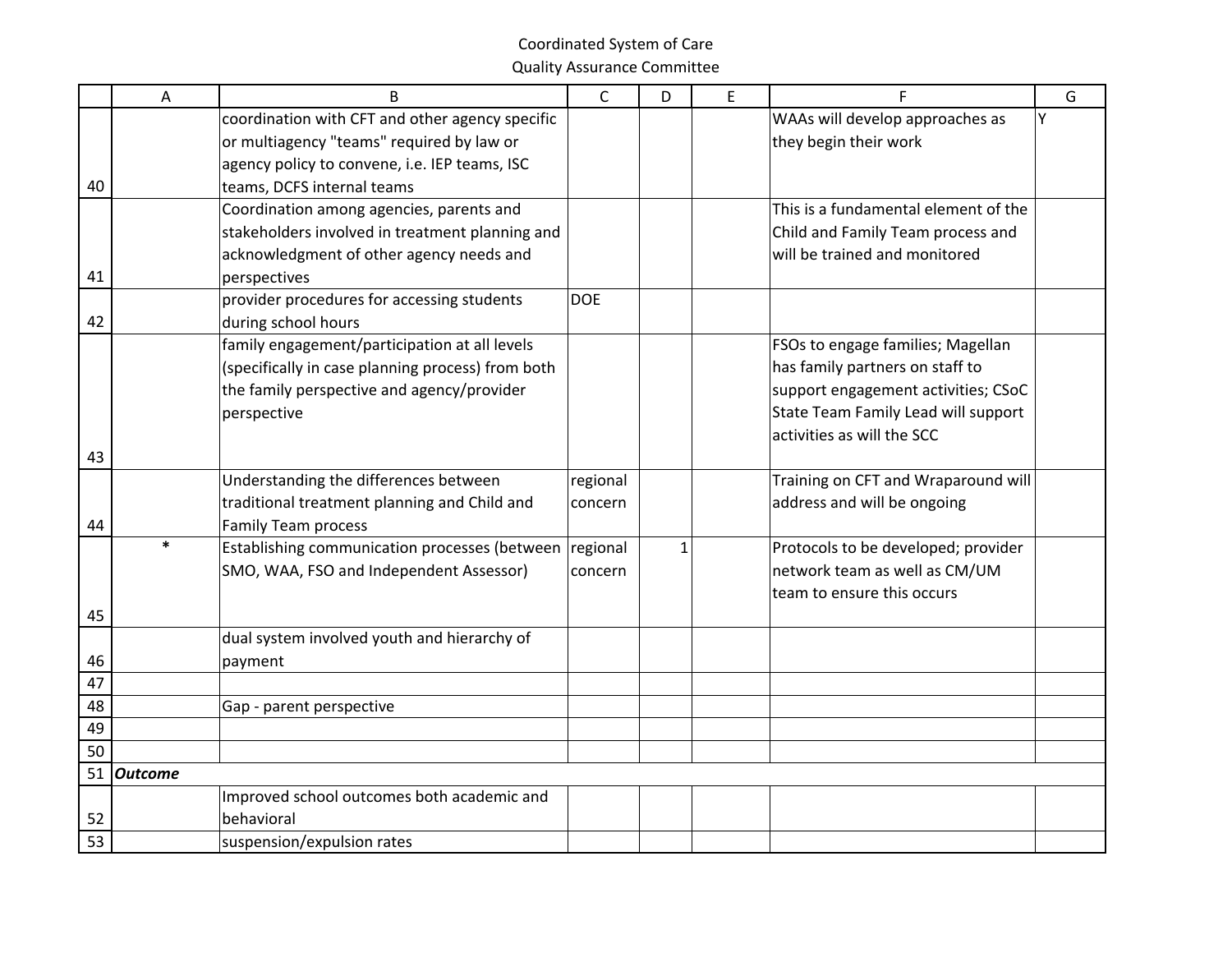Coordinated System of Care
Quality Assurance Committee

| | A | B | C | D | E | F | G |
|---|---|---|---|---|---|---|---|
| 40 | | coordination with CFT and other agency specific or multiagency "teams" required by law or agency policy to convene, i.e. IEP teams, ISC teams, DCFS internal teams | | | | WAAs will develop approaches as they begin their work | Y |
| 41 | | Coordination among agencies, parents and stakeholders involved in treatment planning and acknowledgment of other agency needs and perspectives | | | | This is a fundamental element of the Child and Family Team process and will be trained and monitored | |
| 42 | | provider procedures for accessing students during school hours | DOE | | | | |
| 43 | | family engagement/participation at all levels (specifically in case planning process) from both the family perspective and agency/provider perspective | | | | FSOs to engage families; Magellan has family partners on staff to support engagement activities; CSoC State Team Family Lead will support activities as will the SCC | |
| 44 | | Understanding the differences between traditional treatment planning and Child and Family Team process | regional concern | | | Training on CFT and Wraparound will address and will be ongoing | |
| 45 | * | Establishing communication processes (between SMO, WAA, FSO and Independent Assessor) | regional concern | 1 | | Protocols to be developed; provider network team as well as CM/UM team to ensure this occurs | |
| 46 | | dual system involved youth and hierarchy of payment | | | | | |
| 47 | | | | | | | |
| 48 | | Gap - parent perspective | | | | | |
| 49 | | | | | | | |
| 50 | | | | | | | |
| 51 | ***Outcome*** | | | | | | |
| 52 | | Improved school outcomes both academic and behavioral | | | | | |
| 53 | | suspension/expulsion rates | | | | | |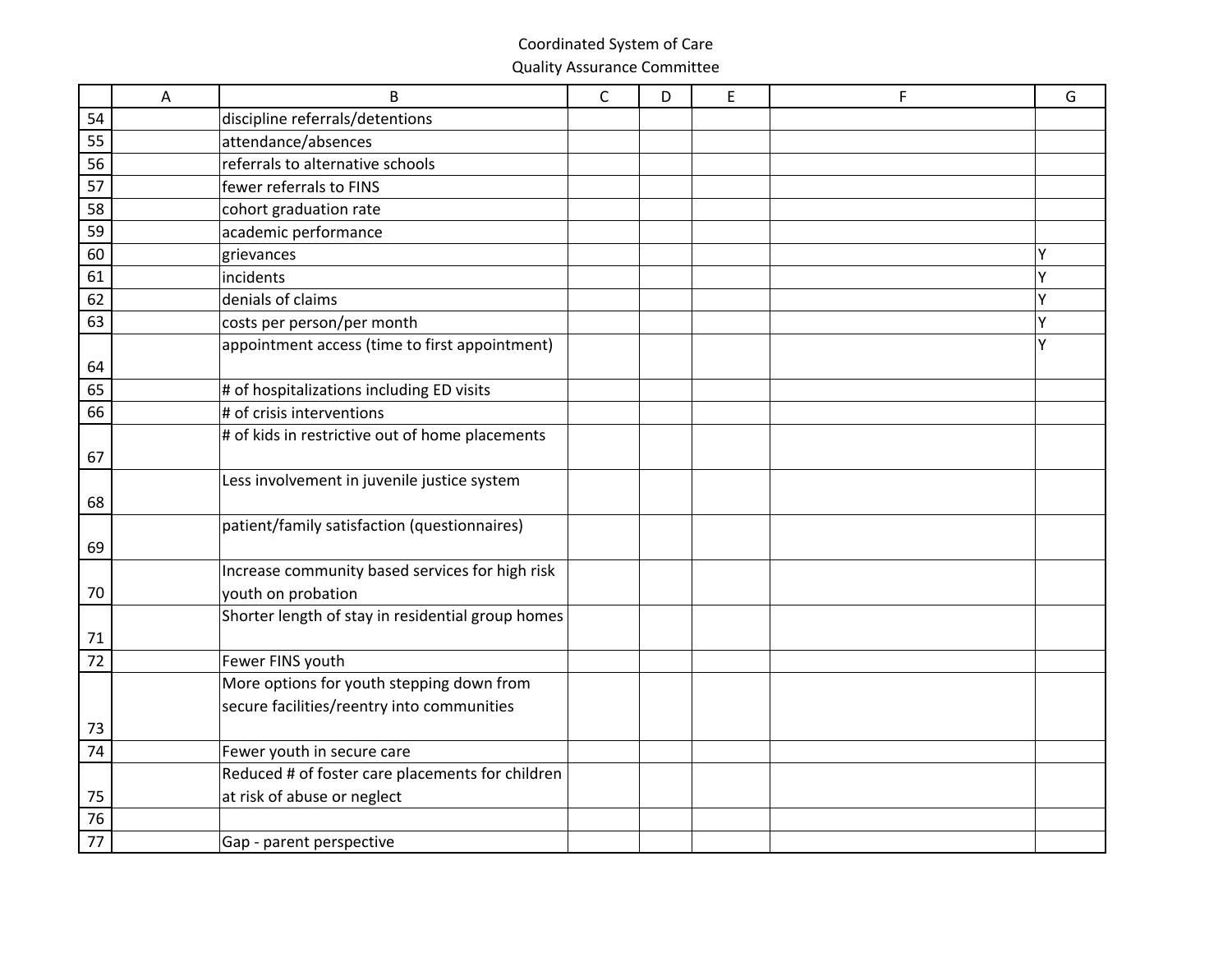Coordinated System of Care

Quality Assurance Committee

| | A | B | C | D | E | F | G |
|---|---|---|---|---|---|---|---|
| 54 | | discipline referrals/detentions | | | | | |
| 55 | | attendance/absences | | | | | |
| 56 | | referrals to alternative schools | | | | | |
| 57 | | fewer referrals to FINS | | | | | |
| 58 | | cohort graduation rate | | | | | |
| 59 | | academic performance | | | | | |
| 60 | | grievances | | | | | Y |
| 61 | | incidents | | | | | Y |
| 62 | | denials of claims | | | | | Y |
| 63 | | costs per person/per month | | | | | Y |
| 64 | | appointment access (time to first appointment) | | | | | Y |
| 65 | | # of hospitalizations including ED visits | | | | | |
| 66 | | # of crisis interventions | | | | | |
| 67 | | # of kids in restrictive out of home placements | | | | | |
| 68 | | Less involvement in juvenile justice system | | | | | |
| 69 | | patient/family satisfaction (questionnaires) | | | | | |
| 70 | | Increase community based services for high risk youth on probation | | | | | |
| 71 | | Shorter length of stay in residential group homes | | | | | |
| 72 | | Fewer FINS youth | | | | | |
| 73 | | More options for youth stepping down from secure facilities/reentry into communities | | | | | |
| 74 | | Fewer youth in secure care | | | | | |
| 75 | | Reduced # of foster care placements for children at risk of abuse or neglect | | | | | |
| 76 | | | | | | | |
| 77 | | Gap - parent perspective | | | | | |